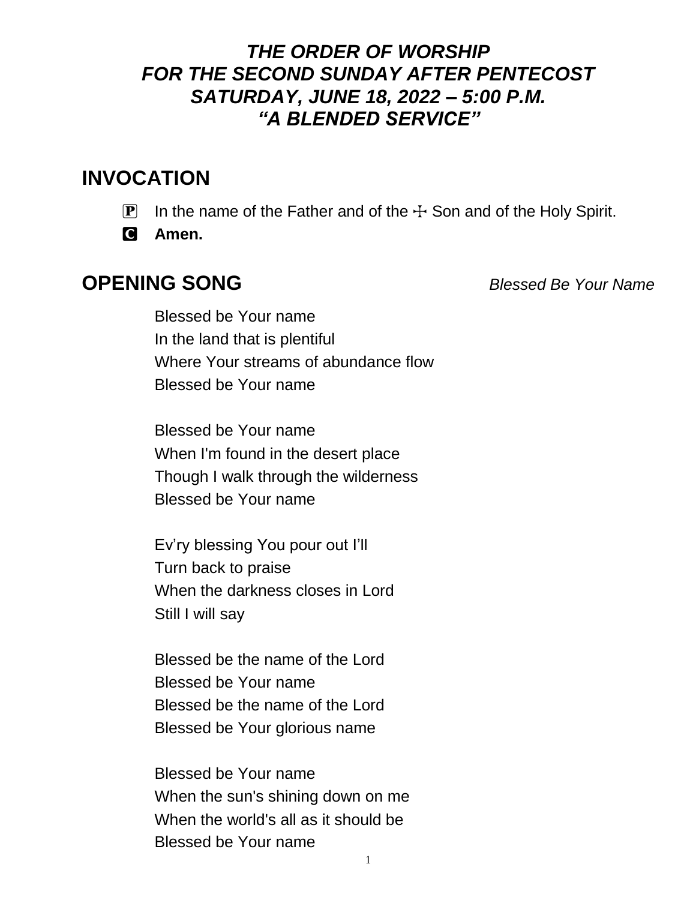***THE ORDER OF WORSHIP***
***FOR THE SECOND SUNDAY AFTER PENTECOST***
***SATURDAY, JUNE 18, 2022 – 5:00 P.M.***
***"A BLENDED SERVICE"***

## INVOCATION

P In the name of the Father and of the ☩ Son and of the Holy Spirit.

C **Amen.**

## OPENING SONG *Blessed Be Your Name*

Blessed be Your name
In the land that is plentiful
Where Your streams of abundance flow
Blessed be Your name

Blessed be Your name
When I'm found in the desert place
Though I walk through the wilderness
Blessed be Your name

Ev'ry blessing You pour out I'll
Turn back to praise
When the darkness closes in Lord
Still I will say

Blessed be the name of the Lord
Blessed be Your name
Blessed be the name of the Lord
Blessed be Your glorious name

Blessed be Your name
When the sun's shining down on me
When the world's all as it should be
Blessed be Your name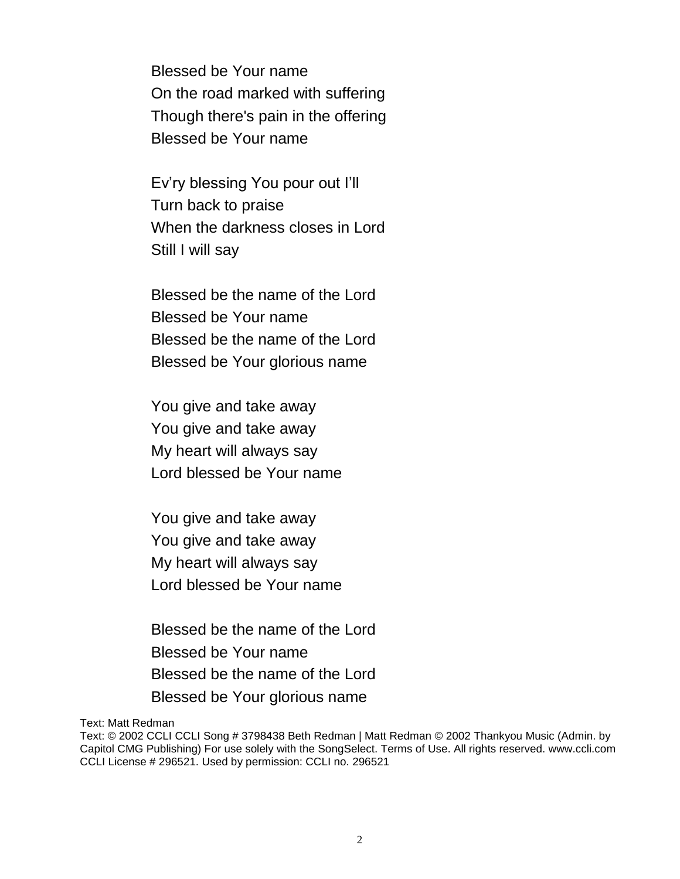Blessed be Your name
On the road marked with suffering
Though there's pain in the offering
Blessed be Your name

Ev'ry blessing You pour out I'll
Turn back to praise
When the darkness closes in Lord
Still I will say

Blessed be the name of the Lord
Blessed be Your name
Blessed be the name of the Lord
Blessed be Your glorious name

You give and take away
You give and take away
My heart will always say
Lord blessed be Your name

You give and take away
You give and take away
My heart will always say
Lord blessed be Your name

Blessed be the name of the Lord
Blessed be Your name
Blessed be the name of the Lord
Blessed be Your glorious name

Text: Matt Redman
Text: © 2002 CCLI CCLI Song # 3798438 Beth Redman | Matt Redman © 2002 Thankyou Music (Admin. by Capitol CMG Publishing) For use solely with the SongSelect. Terms of Use. All rights reserved. www.ccli.com CCLI License # 296521. Used by permission: CCLI no. 296521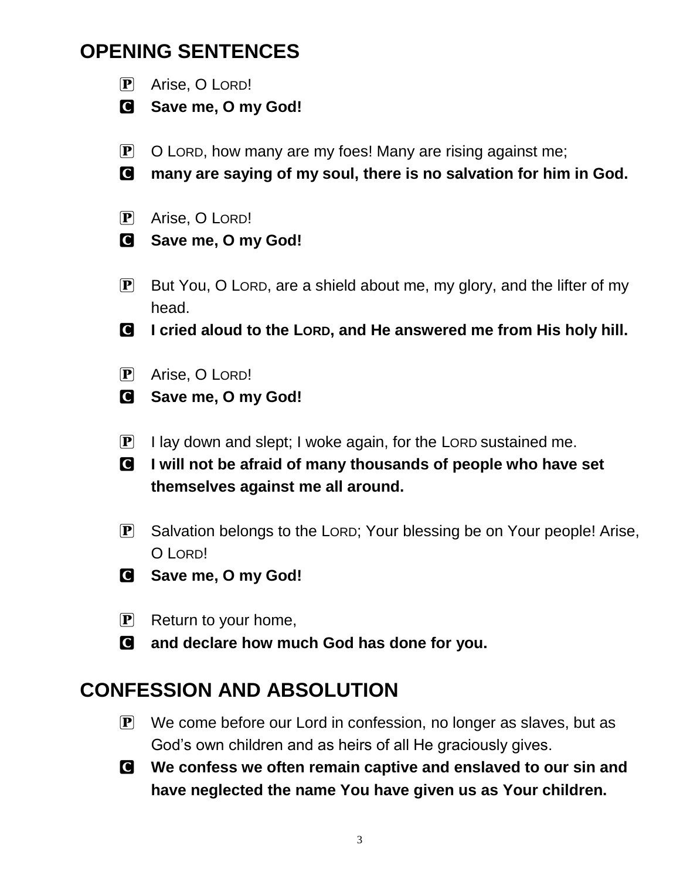## OPENING SENTENCES

P Arise, O LORD!

C **Save me, O my God!**

P O LORD, how many are my foes! Many are rising against me;

C **many are saying of my soul, there is no salvation for him in God.**

P Arise, O LORD!

C **Save me, O my God!**

P But You, O LORD, are a shield about me, my glory, and the lifter of my head.

C **I cried aloud to the LORD, and He answered me from His holy hill.**

P Arise, O LORD!

C **Save me, O my God!**

P I lay down and slept; I woke again, for the LORD sustained me.

C **I will not be afraid of many thousands of people who have set themselves against me all around.**

P Salvation belongs to the LORD; Your blessing be on Your people! Arise, O LORD!

C **Save me, O my God!**

P Return to your home,

C **and declare how much God has done for you.**

## CONFESSION AND ABSOLUTION

P We come before our Lord in confession, no longer as slaves, but as God's own children and as heirs of all He graciously gives.

C **We confess we often remain captive and enslaved to our sin and have neglected the name You have given us as Your children.**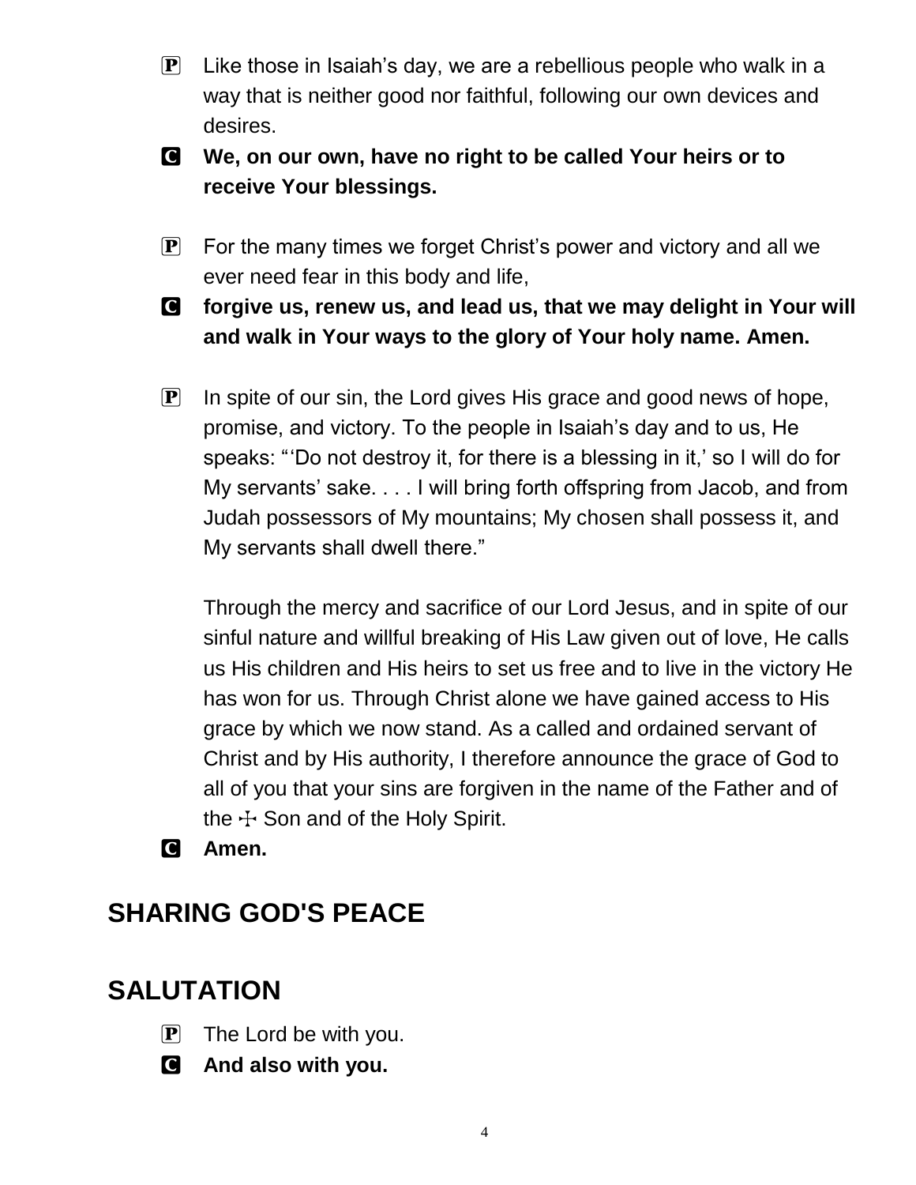**P** Like those in Isaiah's day, we are a rebellious people who walk in a way that is neither good nor faithful, following our own devices and desires.

**C** **We, on our own, have no right to be called Your heirs or to receive Your blessings.**

**P** For the many times we forget Christ's power and victory and all we ever need fear in this body and life,

**C** **forgive us, renew us, and lead us, that we may delight in Your will and walk in Your ways to the glory of Your holy name. Amen.**

**P** In spite of our sin, the Lord gives His grace and good news of hope, promise, and victory. To the people in Isaiah's day and to us, He speaks: "'Do not destroy it, for there is a blessing in it,' so I will do for My servants' sake. . . . I will bring forth offspring from Jacob, and from Judah possessors of My mountains; My chosen shall possess it, and My servants shall dwell there."

Through the mercy and sacrifice of our Lord Jesus, and in spite of our sinful nature and willful breaking of His Law given out of love, He calls us His children and His heirs to set us free and to live in the victory He has won for us. Through Christ alone we have gained access to His grace by which we now stand. As a called and ordained servant of Christ and by His authority, I therefore announce the grace of God to all of you that your sins are forgiven in the name of the Father and of the ☩ Son and of the Holy Spirit.

**C** **Amen.**

## SHARING GOD'S PEACE

## SALUTATION

**P** The Lord be with you.

**C** **And also with you.**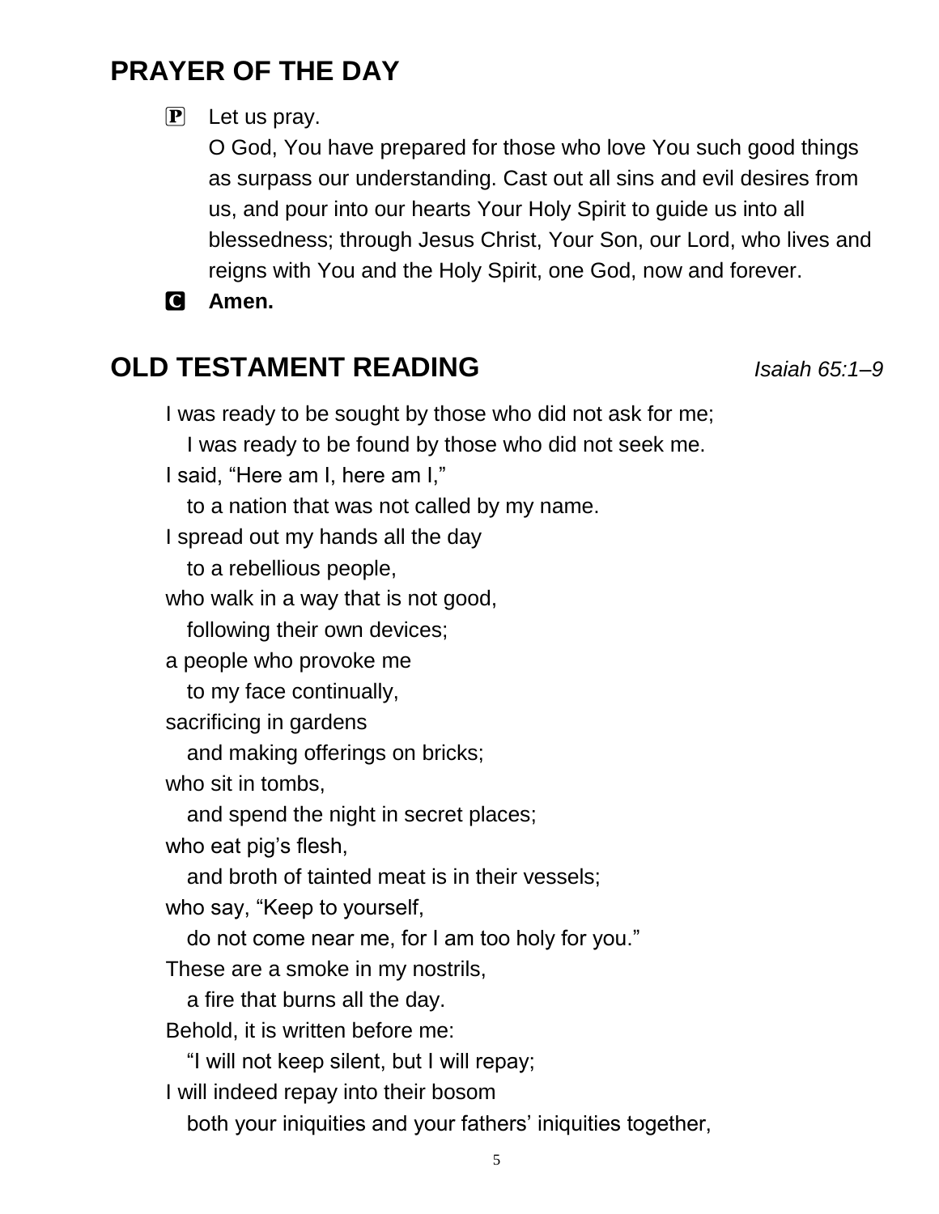## PRAYER OF THE DAY

**P** Let us pray.

O God, You have prepared for those who love You such good things as surpass our understanding. Cast out all sins and evil desires from us, and pour into our hearts Your Holy Spirit to guide us into all blessedness; through Jesus Christ, Your Son, our Lord, who lives and reigns with You and the Holy Spirit, one God, now and forever.

**C** **Amen.**

## OLD TESTAMENT READING *Isaiah 65:1–9*

I was ready to be sought by those who did not ask for me;
  I was ready to be found by those who did not seek me.
I said, "Here am I, here am I,"
  to a nation that was not called by my name.
I spread out my hands all the day
  to a rebellious people,
who walk in a way that is not good,
  following their own devices;
a people who provoke me
  to my face continually,
sacrificing in gardens
  and making offerings on bricks;
who sit in tombs,
  and spend the night in secret places;
who eat pig's flesh,
  and broth of tainted meat is in their vessels;
who say, "Keep to yourself,
  do not come near me, for I am too holy for you."
These are a smoke in my nostrils,
  a fire that burns all the day.
Behold, it is written before me:
  "I will not keep silent, but I will repay;
I will indeed repay into their bosom
  both your iniquities and your fathers' iniquities together,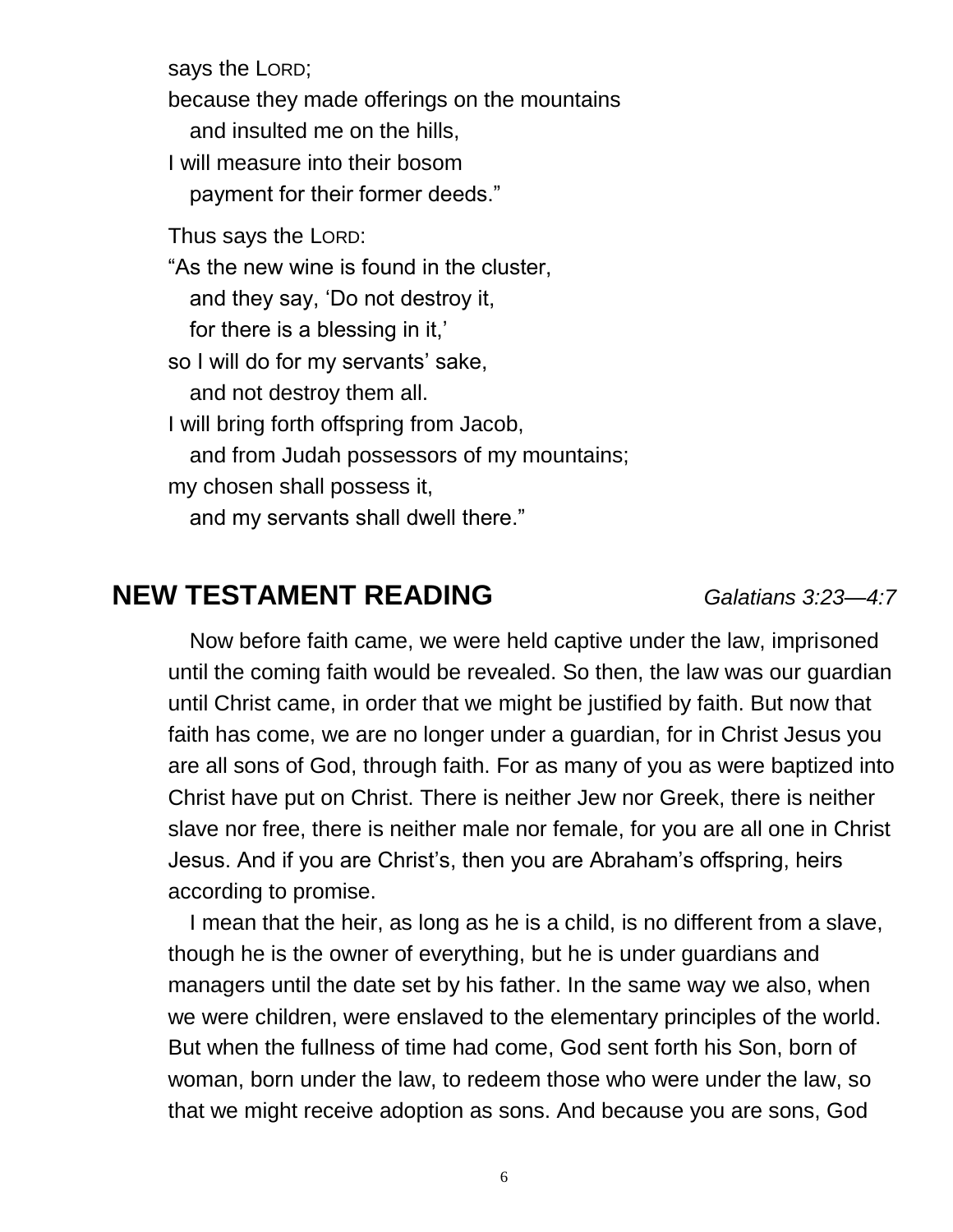says the LORD;
because they made offerings on the mountains
   and insulted me on the hills,
I will measure into their bosom
   payment for their former deeds."

Thus says the LORD:
"As the new wine is found in the cluster,
   and they say, 'Do not destroy it,
   for there is a blessing in it,'
so I will do for my servants' sake,
   and not destroy them all.
I will bring forth offspring from Jacob,
   and from Judah possessors of my mountains;
my chosen shall possess it,
   and my servants shall dwell there."

## NEW TESTAMENT READING *Galatians 3:23—4:7*

Now before faith came, we were held captive under the law, imprisoned until the coming faith would be revealed. So then, the law was our guardian until Christ came, in order that we might be justified by faith. But now that faith has come, we are no longer under a guardian, for in Christ Jesus you are all sons of God, through faith. For as many of you as were baptized into Christ have put on Christ. There is neither Jew nor Greek, there is neither slave nor free, there is neither male nor female, for you are all one in Christ Jesus. And if you are Christ's, then you are Abraham's offspring, heirs according to promise.

I mean that the heir, as long as he is a child, is no different from a slave, though he is the owner of everything, but he is under guardians and managers until the date set by his father. In the same way we also, when we were children, were enslaved to the elementary principles of the world. But when the fullness of time had come, God sent forth his Son, born of woman, born under the law, to redeem those who were under the law, so that we might receive adoption as sons. And because you are sons, God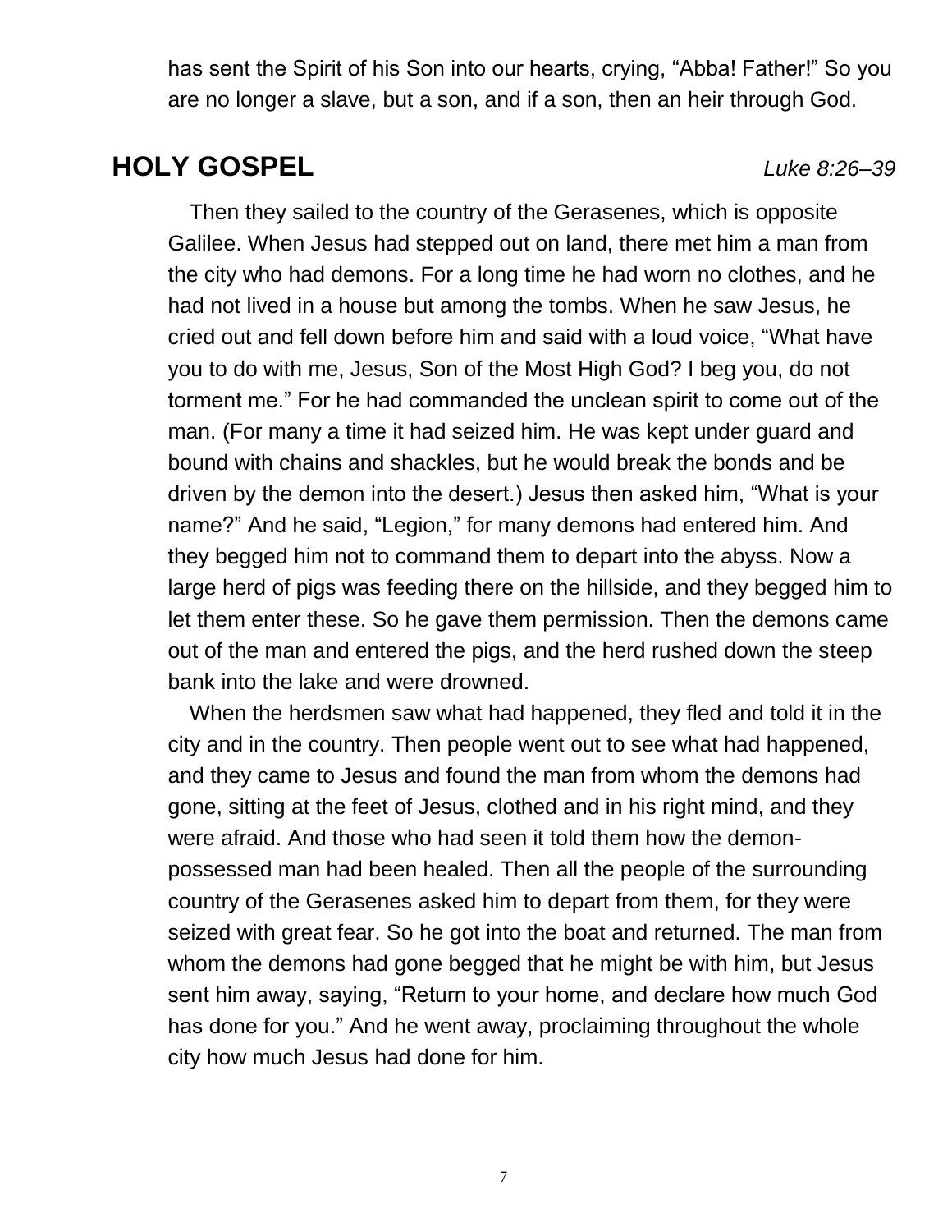has sent the Spirit of his Son into our hearts, crying, "Abba! Father!" So you are no longer a slave, but a son, and if a son, then an heir through God.

## HOLY GOSPEL *Luke 8:26–39*

Then they sailed to the country of the Gerasenes, which is opposite Galilee. When Jesus had stepped out on land, there met him a man from the city who had demons. For a long time he had worn no clothes, and he had not lived in a house but among the tombs. When he saw Jesus, he cried out and fell down before him and said with a loud voice, "What have you to do with me, Jesus, Son of the Most High God? I beg you, do not torment me." For he had commanded the unclean spirit to come out of the man. (For many a time it had seized him. He was kept under guard and bound with chains and shackles, but he would break the bonds and be driven by the demon into the desert.) Jesus then asked him, "What is your name?" And he said, "Legion," for many demons had entered him. And they begged him not to command them to depart into the abyss. Now a large herd of pigs was feeding there on the hillside, and they begged him to let them enter these. So he gave them permission. Then the demons came out of the man and entered the pigs, and the herd rushed down the steep bank into the lake and were drowned.

When the herdsmen saw what had happened, they fled and told it in the city and in the country. Then people went out to see what had happened, and they came to Jesus and found the man from whom the demons had gone, sitting at the feet of Jesus, clothed and in his right mind, and they were afraid. And those who had seen it told them how the demon-possessed man had been healed. Then all the people of the surrounding country of the Gerasenes asked him to depart from them, for they were seized with great fear. So he got into the boat and returned. The man from whom the demons had gone begged that he might be with him, but Jesus sent him away, saying, "Return to your home, and declare how much God has done for you." And he went away, proclaiming throughout the whole city how much Jesus had done for him.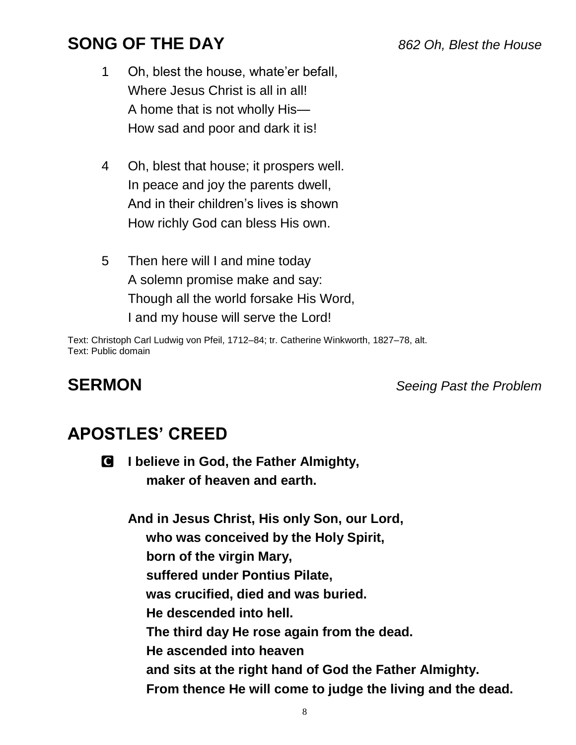## SONG OF THE DAY *862 Oh, Blest the House*

1 Oh, blest the house, whate'er befall,
Where Jesus Christ is all in all!
A home that is not wholly His—
How sad and poor and dark it is!

4 Oh, blest that house; it prospers well.
In peace and joy the parents dwell,
And in their children's lives is shown
How richly God can bless His own.

5 Then here will I and mine today
A solemn promise make and say:
Though all the world forsake His Word,
I and my house will serve the Lord!

Text: Christoph Carl Ludwig von Pfeil, 1712–84; tr. Catherine Winkworth, 1827–78, alt.
Text: Public domain

## SERMON *Seeing Past the Problem*

## APOSTLES' CREED

**C I believe in God, the Father Almighty,
maker of heaven and earth.**

**And in Jesus Christ, His only Son, our Lord,
who was conceived by the Holy Spirit,
born of the virgin Mary,
suffered under Pontius Pilate,
was crucified, died and was buried.
He descended into hell.
The third day He rose again from the dead.
He ascended into heaven
and sits at the right hand of God the Father Almighty.
From thence He will come to judge the living and the dead.**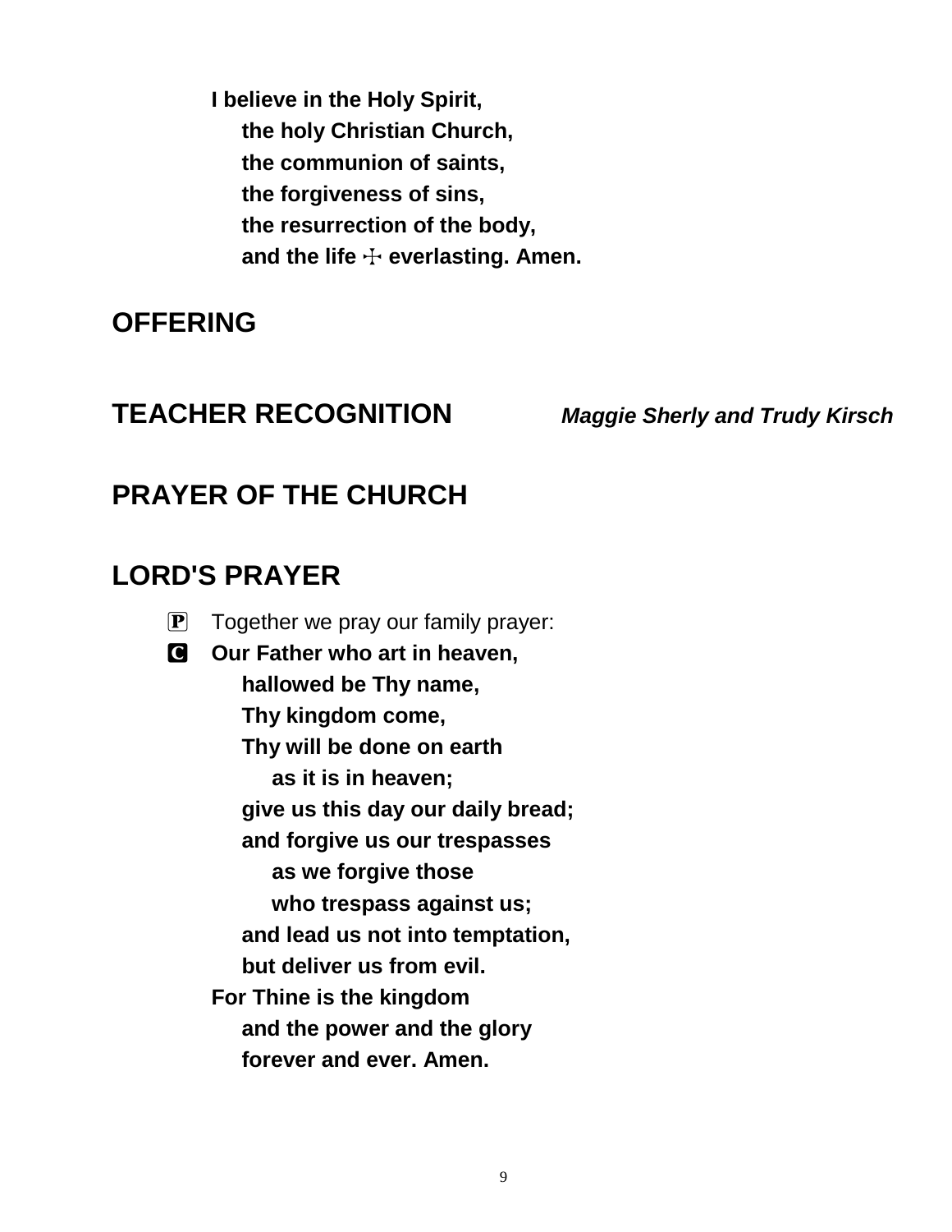**I believe in the Holy Spirit,**
**the holy Christian Church,**
**the communion of saints,**
**the forgiveness of sins,**
**the resurrection of the body,**
**and the life ☩ everlasting. Amen.**

## OFFERING

## TEACHER RECOGNITION *Maggie Sherly and Trudy Kirsch*

## PRAYER OF THE CHURCH

## LORD'S PRAYER

Ⓟ Together we pray our family prayer:

Ⓒ **Our Father who art in heaven,**
**hallowed be Thy name,**
**Thy kingdom come,**
**Thy will be done on earth**
**as it is in heaven;**
**give us this day our daily bread;**
**and forgive us our trespasses**
**as we forgive those**
**who trespass against us;**
**and lead us not into temptation,**
**but deliver us from evil.**
**For Thine is the kingdom**
**and the power and the glory**
**forever and ever. Amen.**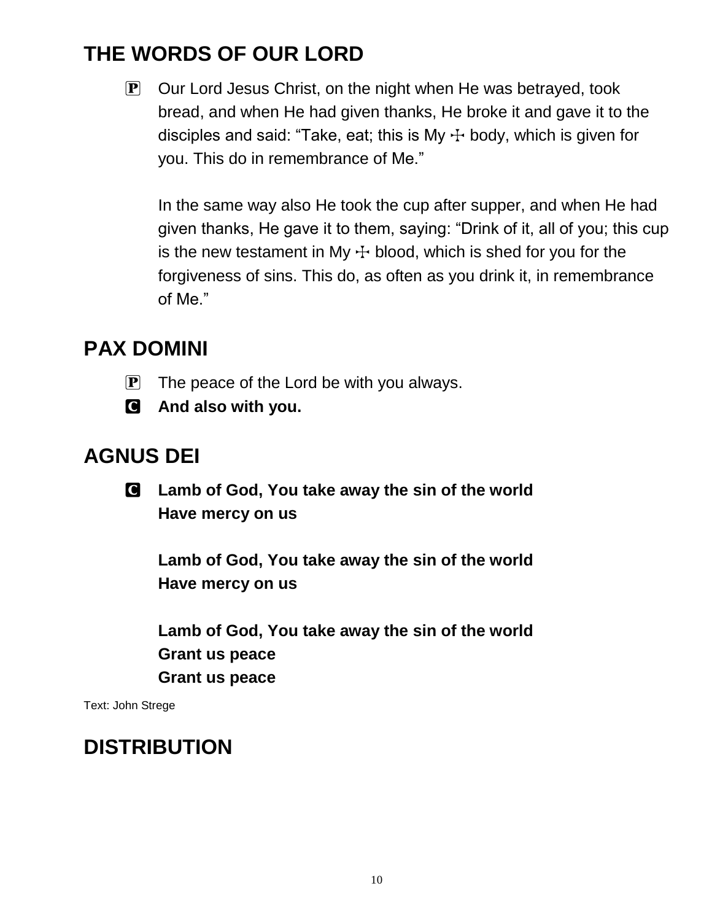## THE WORDS OF OUR LORD

P Our Lord Jesus Christ, on the night when He was betrayed, took bread, and when He had given thanks, He broke it and gave it to the disciples and said: "Take, eat; this is My ☩ body, which is given for you. This do in remembrance of Me."

In the same way also He took the cup after supper, and when He had given thanks, He gave it to them, saying: "Drink of it, all of you; this cup is the new testament in My ☩ blood, which is shed for you for the forgiveness of sins. This do, as often as you drink it, in remembrance of Me."

## PAX DOMINI

P The peace of the Lord be with you always.

C **And also with you.**

## AGNUS DEI

C **Lamb of God, You take away the sin of the world**
**Have mercy on us**

**Lamb of God, You take away the sin of the world**
**Have mercy on us**

**Lamb of God, You take away the sin of the world**
**Grant us peace**
**Grant us peace**

Text: John Strege

## DISTRIBUTION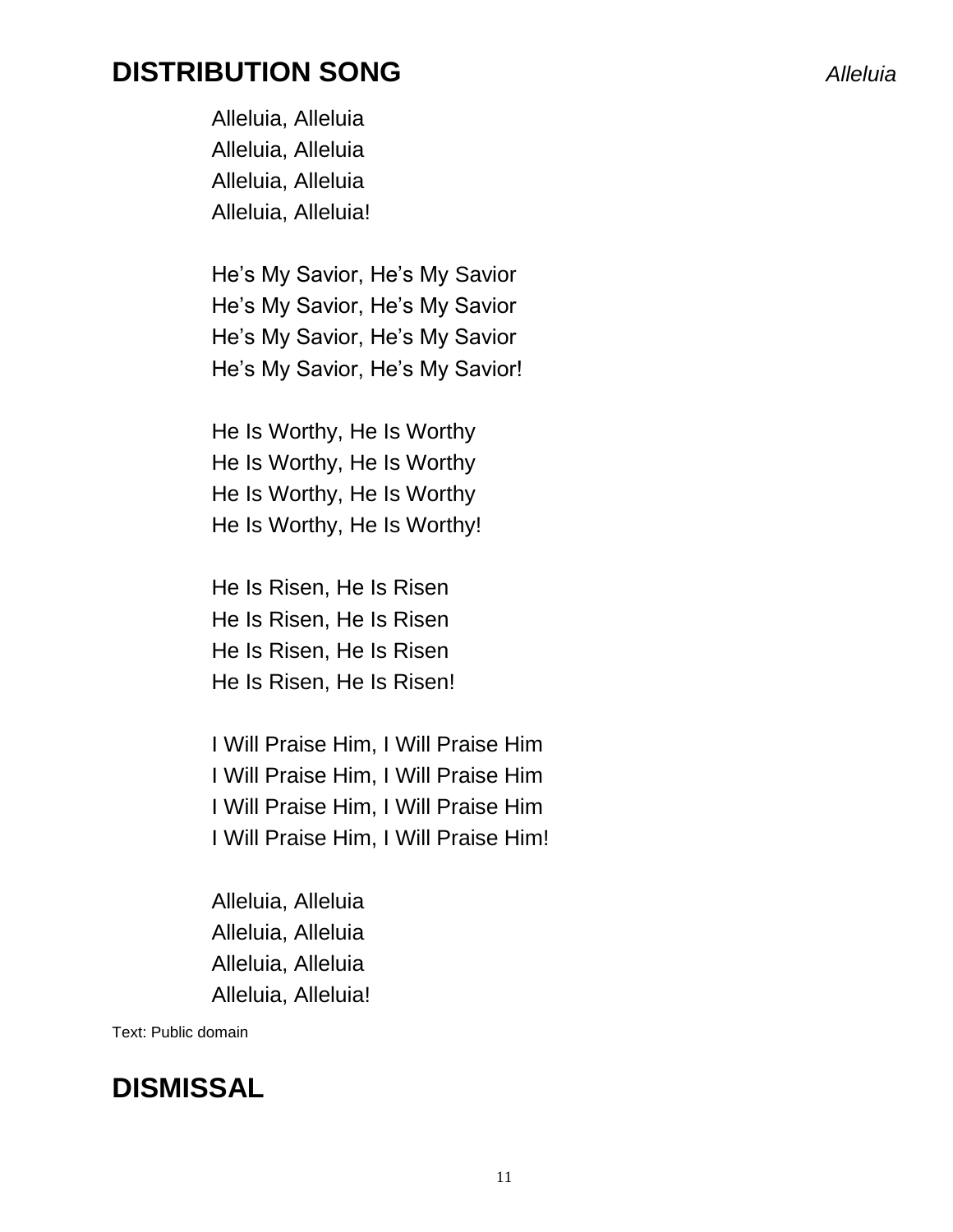## DISTRIBUTION SONG *Alleluia*

Alleluia, Alleluia
Alleluia, Alleluia
Alleluia, Alleluia
Alleluia, Alleluia!

He's My Savior, He's My Savior
He's My Savior, He's My Savior
He's My Savior, He's My Savior
He's My Savior, He's My Savior!

He Is Worthy, He Is Worthy
He Is Worthy, He Is Worthy
He Is Worthy, He Is Worthy
He Is Worthy, He Is Worthy!

He Is Risen, He Is Risen
He Is Risen, He Is Risen
He Is Risen, He Is Risen
He Is Risen, He Is Risen!

I Will Praise Him, I Will Praise Him
I Will Praise Him, I Will Praise Him
I Will Praise Him, I Will Praise Him
I Will Praise Him, I Will Praise Him!

Alleluia, Alleluia
Alleluia, Alleluia
Alleluia, Alleluia
Alleluia, Alleluia!

Text: Public domain

## DISMISSAL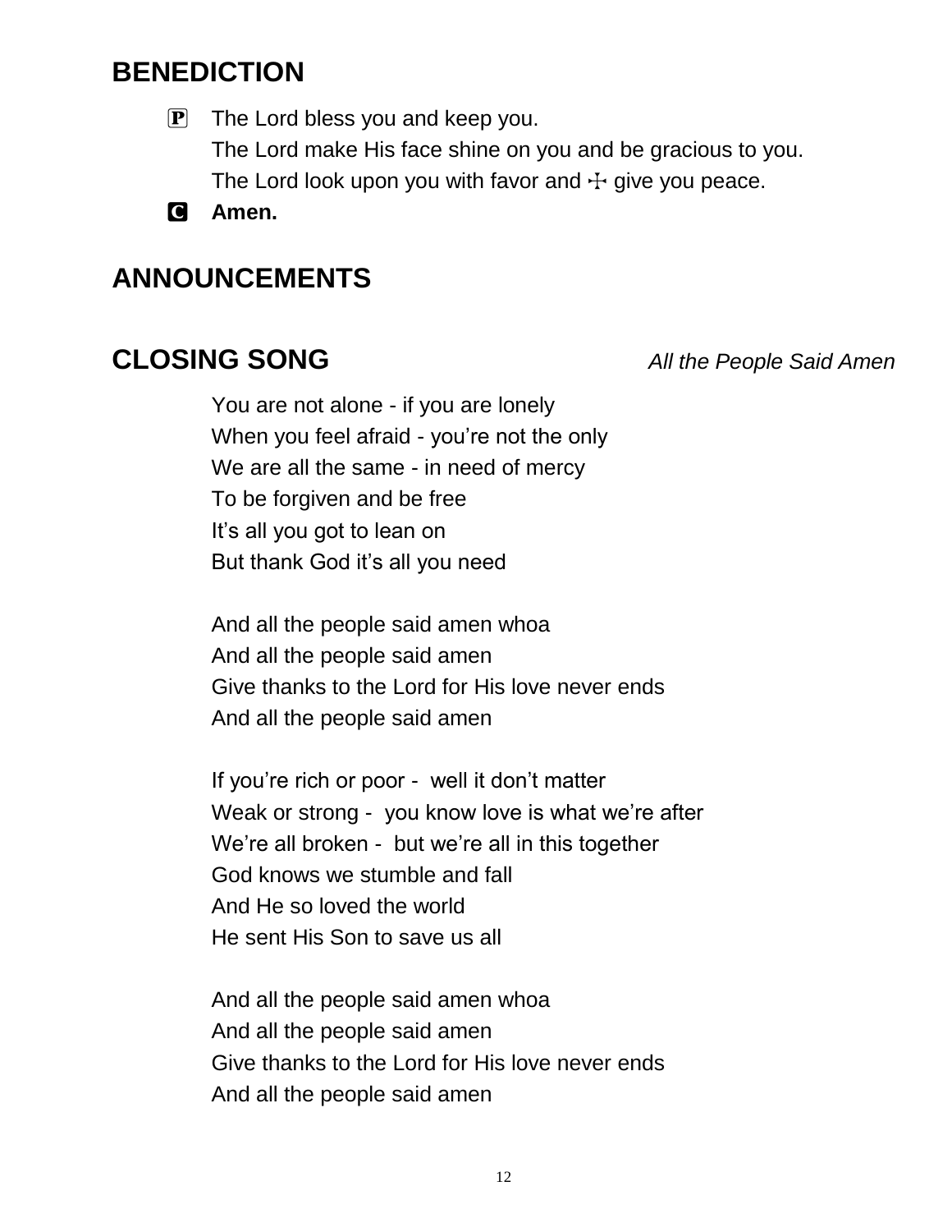## BENEDICTION

P  The Lord bless you and keep you.
The Lord make His face shine on you and be gracious to you.
The Lord look upon you with favor and ☩ give you peace.

C  **Amen.**

## ANNOUNCEMENTS

## CLOSING SONG *All the People Said Amen*

You are not alone - if you are lonely
When you feel afraid - you're not the only
We are all the same - in need of mercy
To be forgiven and be free
It's all you got to lean on
But thank God it's all you need

And all the people said amen whoa
And all the people said amen
Give thanks to the Lord for His love never ends
And all the people said amen

If you're rich or poor - well it don't matter
Weak or strong - you know love is what we're after
We're all broken - but we're all in this together
God knows we stumble and fall
And He so loved the world
He sent His Son to save us all

And all the people said amen whoa
And all the people said amen
Give thanks to the Lord for His love never ends
And all the people said amen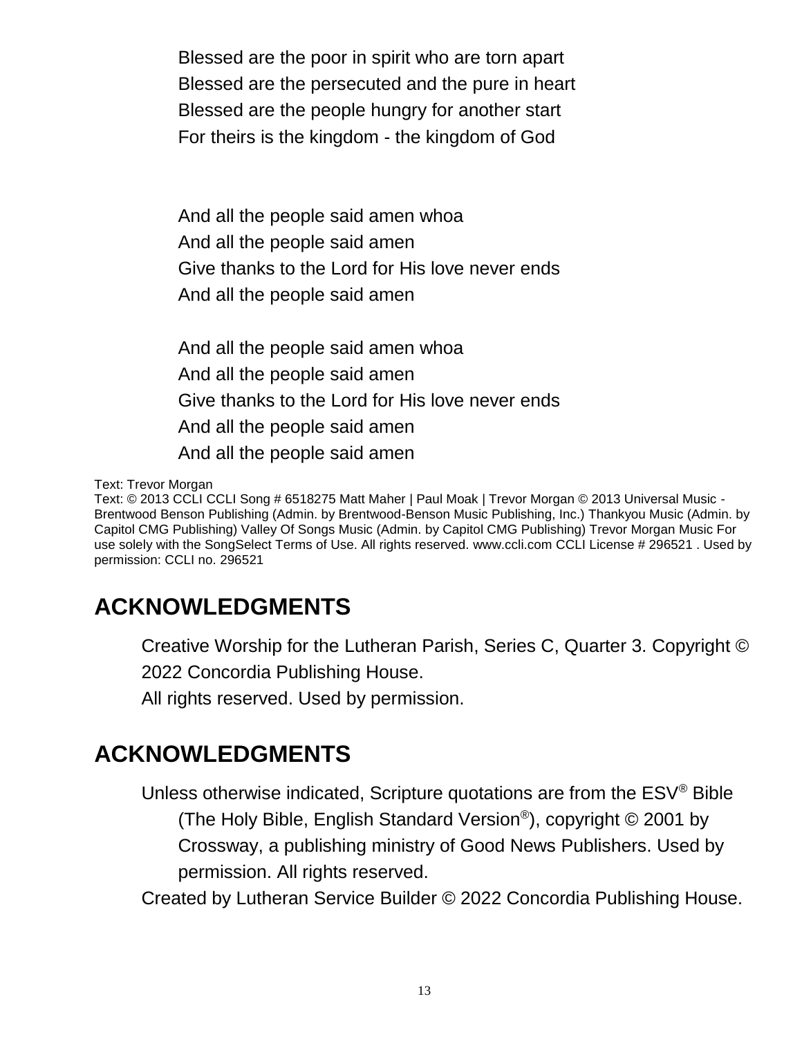Blessed are the poor in spirit who are torn apart
Blessed are the persecuted and the pure in heart
Blessed are the people hungry for another start
For theirs is the kingdom - the kingdom of God

And all the people said amen whoa
And all the people said amen
Give thanks to the Lord for His love never ends
And all the people said amen

And all the people said amen whoa
And all the people said amen
Give thanks to the Lord for His love never ends
And all the people said amen
And all the people said amen

Text: Trevor Morgan
Text: © 2013 CCLI CCLI Song # 6518275 Matt Maher | Paul Moak | Trevor Morgan © 2013 Universal Music - Brentwood Benson Publishing (Admin. by Brentwood-Benson Music Publishing, Inc.) Thankyou Music (Admin. by Capitol CMG Publishing) Valley Of Songs Music (Admin. by Capitol CMG Publishing) Trevor Morgan Music For use solely with the SongSelect Terms of Use. All rights reserved. www.ccli.com CCLI License # 296521 . Used by permission: CCLI no. 296521

## ACKNOWLEDGMENTS

Creative Worship for the Lutheran Parish, Series C, Quarter 3. Copyright © 2022 Concordia Publishing House.
All rights reserved. Used by permission.

## ACKNOWLEDGMENTS

Unless otherwise indicated, Scripture quotations are from the ESV® Bible (The Holy Bible, English Standard Version®), copyright © 2001 by Crossway, a publishing ministry of Good News Publishers. Used by permission. All rights reserved.

Created by Lutheran Service Builder © 2022 Concordia Publishing House.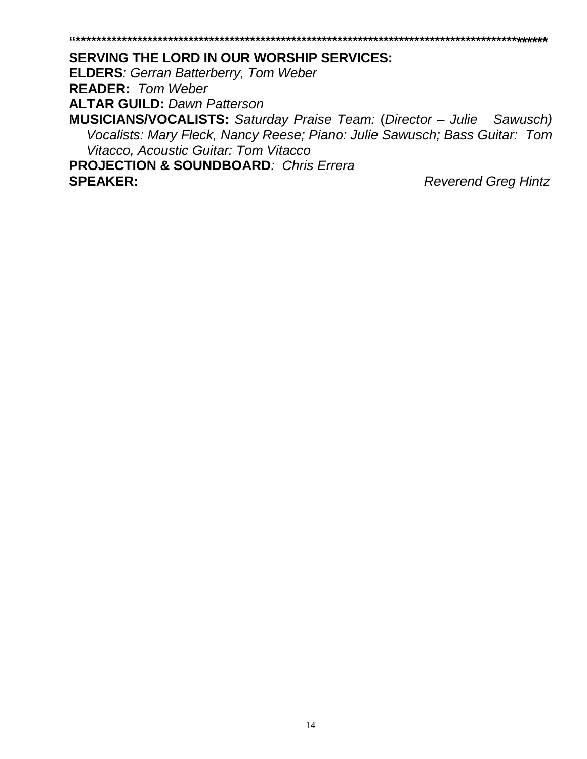"*******************************************************************************************

**SERVING THE LORD IN OUR WORSHIP SERVICES:**

**ELDERS***: Gerran Batterberry, Tom Weber*

**READER:** *Tom Weber*

**ALTAR GUILD:** *Dawn Patterson*

**MUSICIANS/VOCALISTS:** *Saturday Praise Team:* (*Director – Julie Sawusch) Vocalists: Mary Fleck, Nancy Reese; Piano: Julie Sawusch; Bass Guitar: Tom Vitacco, Acoustic Guitar: Tom Vitacco*

**PROJECTION & SOUNDBOARD***: Chris Errera*

**SPEAKER:** *Reverend Greg Hintz*